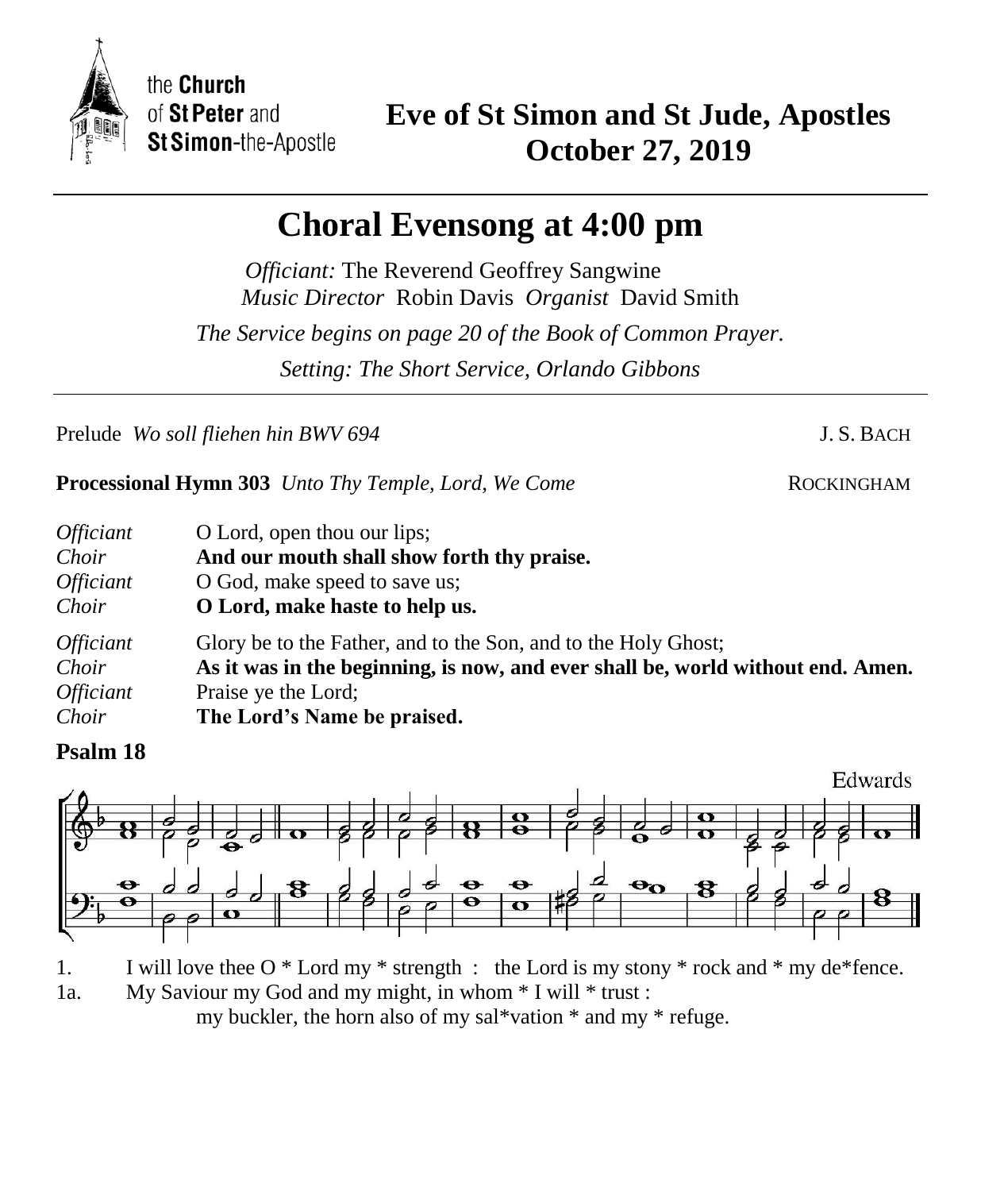the **Church** of **St Peter** and **St Simon**-the-Apostle

# Eve of St Simon and St Jude, Apostles
## October 27, 2019

# Choral Evensong at 4:00 pm

*Officiant:* The Reverend Geoffrey Sangwine
*Music Director* Robin Davis *Organist* David Smith

*The Service begins on page 20 of the Book of Common Prayer.*

*Setting: The Short Service, Orlando Gibbons*

Prelude *Wo soll fliehen hin BWV 694* J. S. BACH

**Processional Hymn 303** *Unto Thy Temple, Lord, We Come* ROCKINGHAM

| | |
|---|---|
| *Officiant* | O Lord, open thou our lips; |
| *Choir* | **And our mouth shall show forth thy praise.** |
| *Officiant* | O God, make speed to save us; |
| *Choir* | **O Lord, make haste to help us.** |
| *Officiant* | Glory be to the Father, and to the Son, and to the Holy Ghost; |
| *Choir* | **As it was in the beginning, is now, and ever shall be, world without end. Amen.** |
| *Officiant* | Praise ye the Lord; |
| *Choir* | **The Lord's Name be praised.** |

**Psalm 18**

Edwards

1. I will love thee O * Lord my * strength : the Lord is my stony * rock and * my de*fence.

1a. My Saviour my God and my might, in whom * I will * trust :
my buckler, the horn also of my sal*vation * and my * refuge.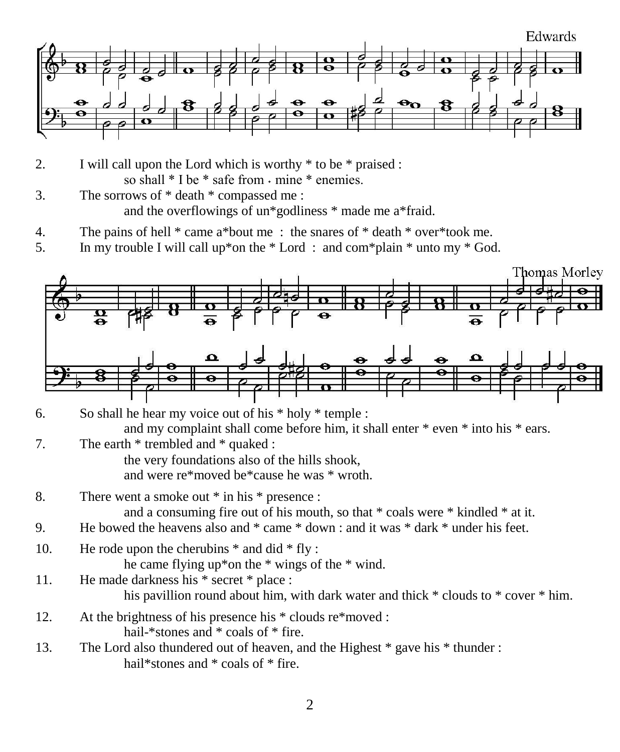Edwards

2. I will call upon the Lord which is worthy * to be * praised :
   so shall * I be * safe from ˌ mine * enemies.
3. The sorrows of * death * compassed me :
   and the overflowings of un*godliness * made me a*fraid.

4. The pains of hell * came a*bout me : the snares of * death * over*took me.
5. In my trouble I will call up*on the * Lord : and com*plain * unto my * God.

Thomas Morley

6. So shall he hear my voice out of his * holy * temple :
   and my complaint shall come before him, it shall enter * even * into his * ears.
7. The earth * trembled and * quaked :
   the very foundations also of the hills shook,
   and were re*moved be*cause he was * wroth.

8. There went a smoke out * in his * presence :
   and a consuming fire out of his mouth, so that * coals were * kindled * at it.
9. He bowed the heavens also and * came * down : and it was * dark * under his feet.

10. He rode upon the cherubins * and did * fly :
    he came flying up*on the * wings of the * wind.
11. He made darkness his * secret * place :
    his pavillion round about him, with dark water and thick * clouds to * cover * him.

12. At the brightness of his presence his * clouds re*moved :
    hail-*stones and * coals of * fire.
13. The Lord also thundered out of heaven, and the Highest * gave his * thunder :
    hail*stones and * coals of * fire.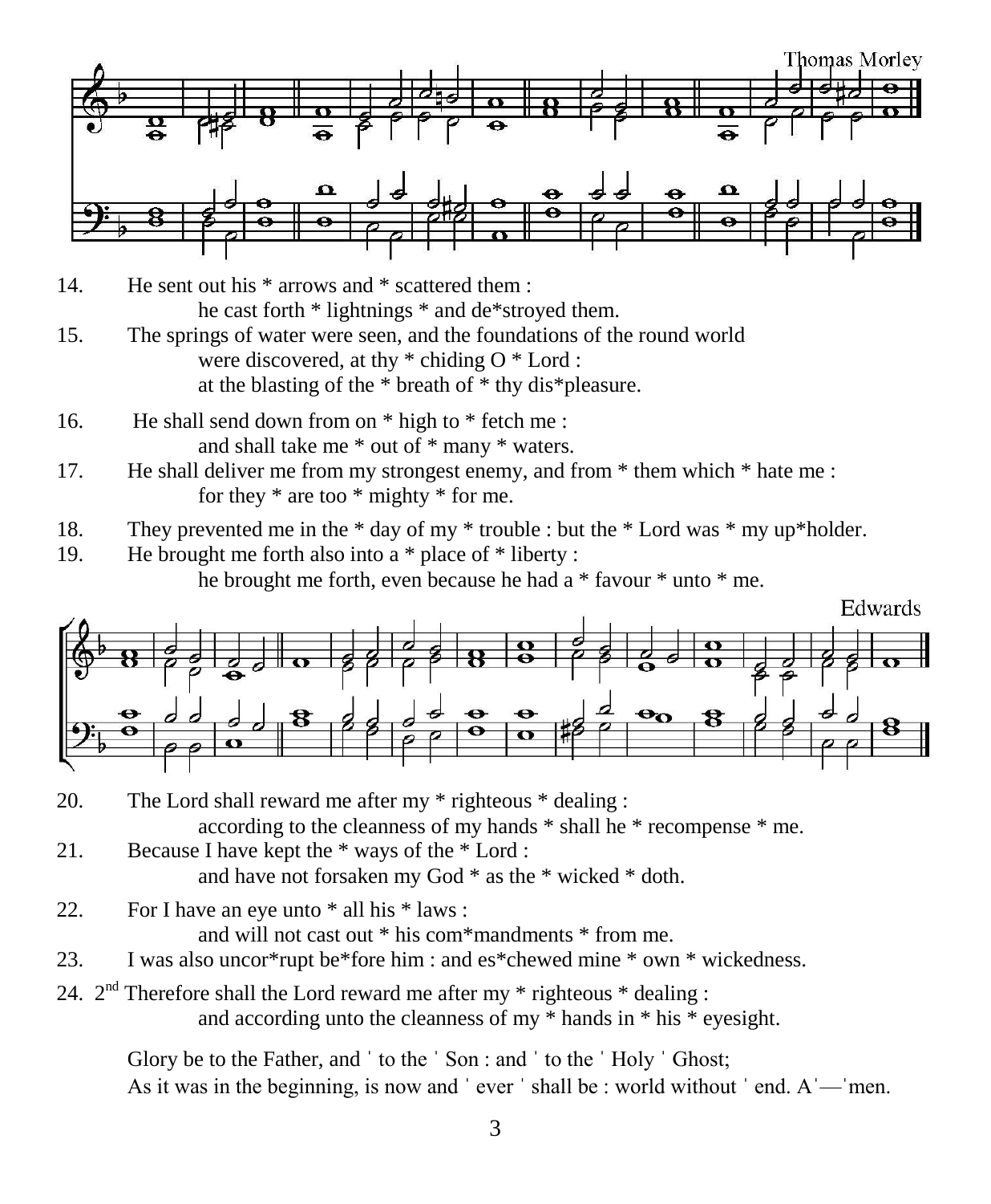Thomas Morley

14. He sent out his * arrows and * scattered them :
    he cast forth * lightnings * and de*stroyed them.
15. The springs of water were seen, and the foundations of the round world
    were discovered, at thy * chiding O * Lord :
    at the blasting of the * breath of * thy dis*pleasure.

16. He shall send down from on * high to * fetch me :
    and shall take me * out of * many * waters.
17. He shall deliver me from my strongest enemy, and from * them which * hate me :
    for they * are too * mighty * for me.

18. They prevented me in the * day of my * trouble : but the * Lord was * my up*holder.
19. He brought me forth also into a * place of * liberty :
    he brought me forth, even because he had a * favour * unto * me.

Edwards

20. The Lord shall reward me after my * righteous * dealing :
    according to the cleanness of my hands * shall he * recompense * me.
21. Because I have kept the * ways of the * Lord :
    and have not forsaken my God * as the * wicked * doth.

22. For I have an eye unto * all his * laws :
    and will not cast out * his com*mandments * from me.
23. I was also uncor*rupt be*fore him : and es*chewed mine * own * wickedness.

24. 2nd Therefore shall the Lord reward me after my * righteous * dealing :
    and according unto the cleanness of my * hands in * his * eyesight.

Glory be to the Father, and ˈ to the ˈ Son : and ˈ to the ˈ Holy ˈ Ghost;
As it was in the beginning, is now and ˈ ever ˈ shall be : world without ˈ end. Aˈ—ˈmen.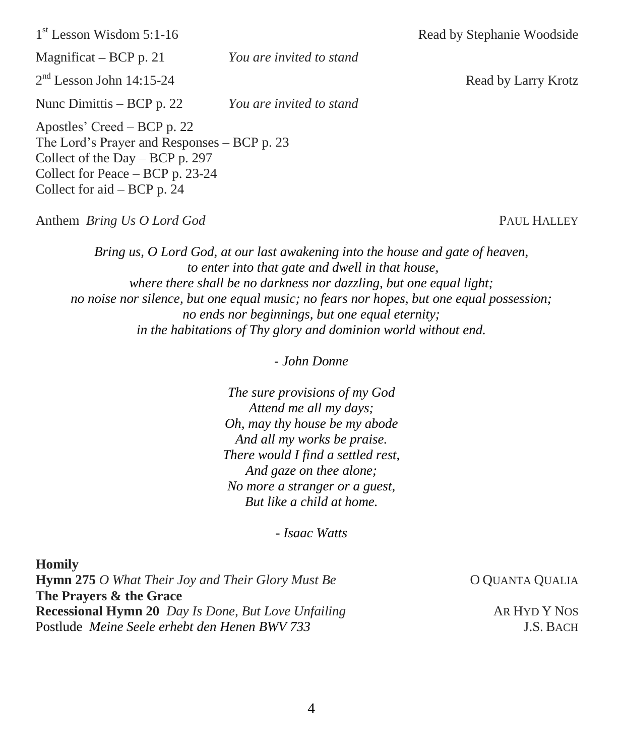1st Lesson Wisdom 5:1-16 Read by Stephanie Woodside

Magnificat – BCP p. 21 *You are invited to stand*

2nd Lesson John 14:15-24 Read by Larry Krotz

Nunc Dimittis – BCP p. 22 *You are invited to stand*

Apostles' Creed – BCP p. 22
The Lord's Prayer and Responses – BCP p. 23
Collect of the Day – BCP p. 297
Collect for Peace – BCP p. 23-24
Collect for aid – BCP p. 24

Anthem *Bring Us O Lord God* PAUL HALLEY

*Bring us, O Lord God, at our last awakening into the house and gate of heaven,*
*to enter into that gate and dwell in that house,*
*where there shall be no darkness nor dazzling, but one equal light;*
*no noise nor silence, but one equal music; no fears nor hopes, but one equal possession;*
*no ends nor beginnings, but one equal eternity;*
*in the habitations of Thy glory and dominion world without end.*

*- John Donne*

*The sure provisions of my God*
*Attend me all my days;*
*Oh, may thy house be my abode*
*And all my works be praise.*
*There would I find a settled rest,*
*And gaze on thee alone;*
*No more a stranger or a guest,*
*But like a child at home.*

*- Isaac Watts*

**Homily**
**Hymn 275** *O What Their Joy and Their Glory Must Be* O QUANTA QUALIA
**The Prayers & the Grace**
**Recessional Hymn 20** *Day Is Done, But Love Unfailing* AR HYD Y NOS
Postlude *Meine Seele erhebt den Henen BWV 733* J.S. BACH